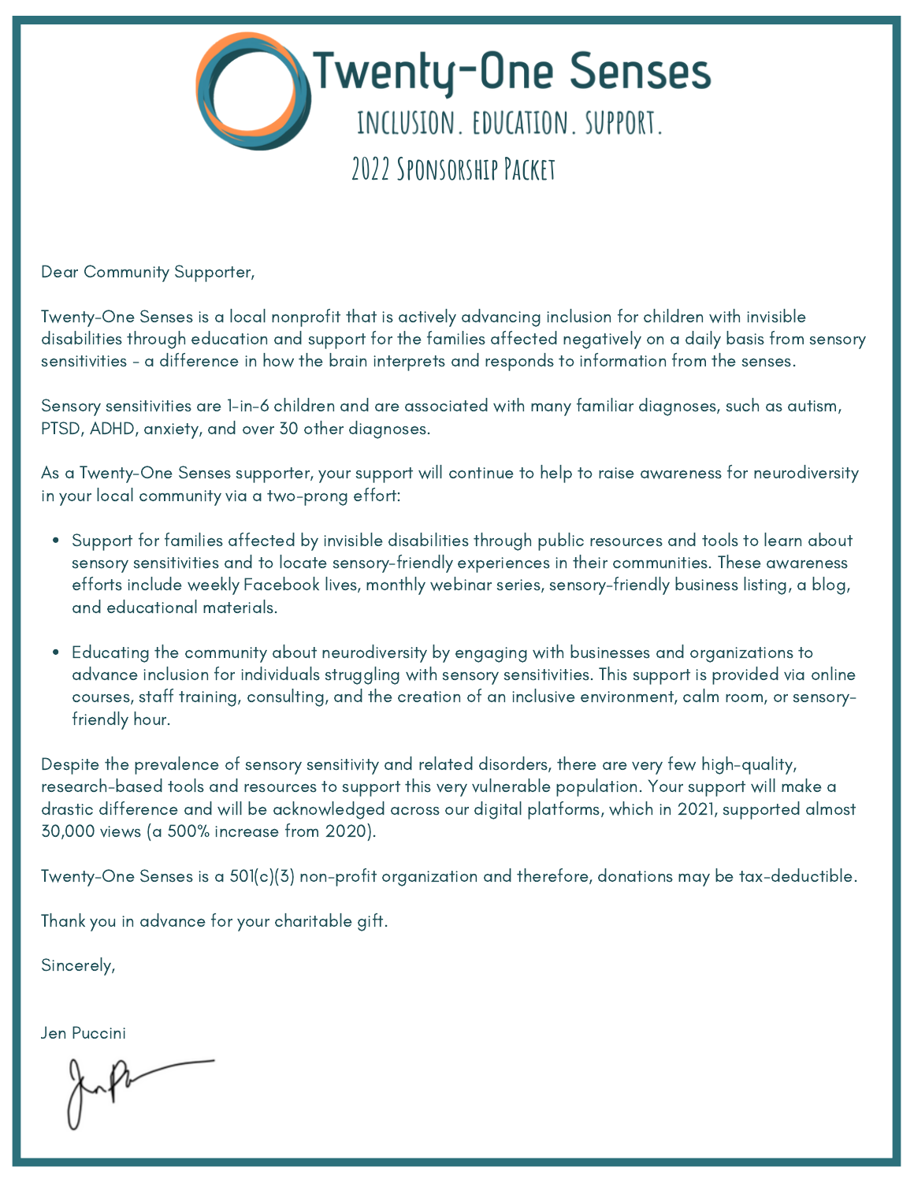# Twenty-One Senses

## INCLUSION. EDUCATION. SUPPORT.

### 2022 Sponsorship Packet

Dear Community Supporter,

Twenty-One Senses is a local nonprofit that is actively advancing inclusion for children with invisible disabilities through education and support for the families affected negatively on a daily basis from sensory sensitivities - a difference in how the brain interprets and responds to information from the senses.

Sensory sensitivities are 1-in-6 children and are associated with many familiar diagnoses, such as autism, PTSD, ADHD, anxiety, and over 30 other diagnoses.

As a Twenty-One Senses supporter, your support will continue to help to raise awareness for neurodiversity in your local community via a two-prong effort:

- Support for families affected by invisible disabilities through public resources and tools to learn about sensory sensitivities and to locate sensory-friendly experiences in their communities. These awareness efforts include weekly Facebook lives, monthly webinar series, sensory-friendly business listing, a blog, and educational materials.
- Educating the community about neurodiversity by engaging with businesses and organizations to advance inclusion for individuals struggling with sensory sensitivities. This support is provided via online courses, staff training, consulting, and the creation of an inclusive environment, calm room, or sensory-friendly hour.

Despite the prevalence of sensory sensitivity and related disorders, there are very few high-quality, research-based tools and resources to support this very vulnerable population. Your support will make a drastic difference and will be acknowledged across our digital platforms, which in 2021, supported almost 30,000 views (a 500% increase from 2020).

Twenty-One Senses is a 501(c)(3) non-profit organization and therefore, donations may be tax-deductible.

Thank you in advance for your charitable gift.

Sincerely,

Jen Puccini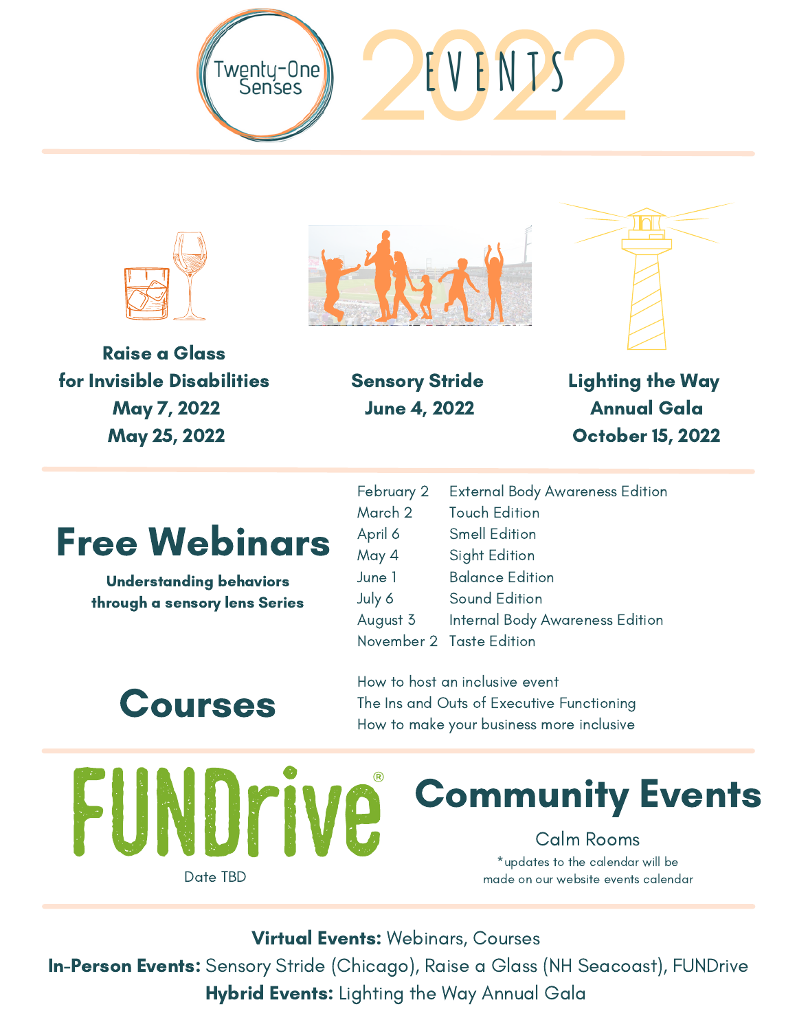# Twenty-One Senses 2022 EVENTS

**Raise a Glass for Invisible Disabilities**
**May 7, 2022**
**May 25, 2022**

**Sensory Stride**
**June 4, 2022**

**Lighting the Way Annual Gala**
**October 15, 2022**

## Free Webinars

**Understanding behaviors through a sensory lens Series**

| | |
|---|---|
| February 2 | External Body Awareness Edition |
| March 2 | Touch Edition |
| April 6 | Smell Edition |
| May 4 | Sight Edition |
| June 1 | Balance Edition |
| July 6 | Sound Edition |
| August 3 | Internal Body Awareness Edition |
| November 2 | Taste Edition |

## Courses

- How to host an inclusive event
- The Ins and Outs of Executive Functioning
- How to make your business more inclusive

## FUNDrive®

Date TBD

## Community Events

Calm Rooms

*updates to the calendar will be made on our website events calendar

**Virtual Events:** Webinars, Courses
**In-Person Events:** Sensory Stride (Chicago), Raise a Glass (NH Seacoast), FUNDrive
**Hybrid Events:** Lighting the Way Annual Gala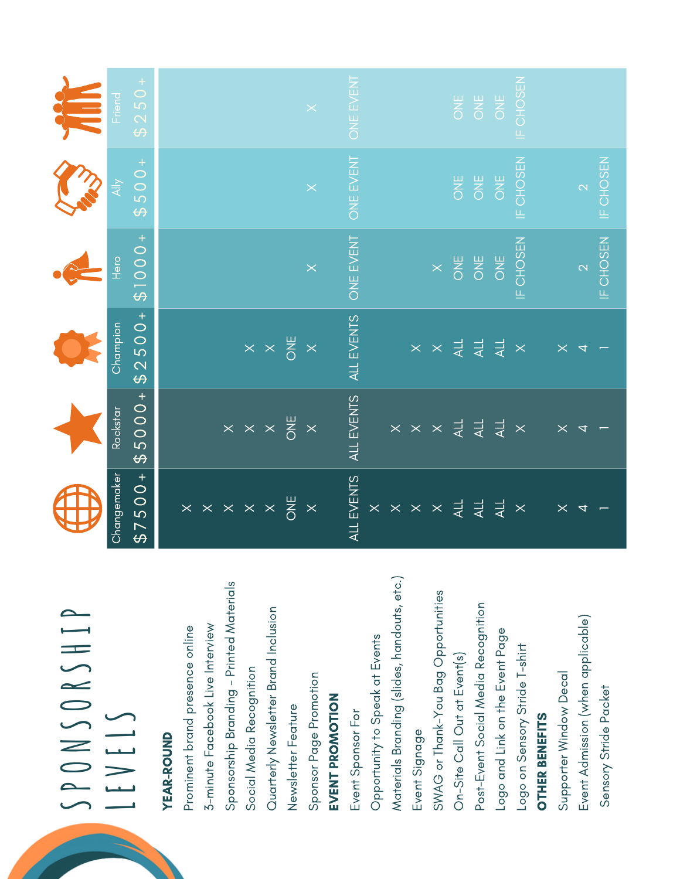# SPONSORSHIP LEVELS

| | Changemaker $7500+ | Rockstar $5000+ | Champion $2500+ | Hero $1000+ | Ally $500+ | Friend $250+ |
|---|---|---|---|---|---|---|
| **YEAR-ROUND** | | | | | | |
| Prominent brand presence online | X | | | | | |
| 3-minute Facebook Live Interview | X | | | | | |
| Sponsorship Branding - Printed Materials | X | X | | | | |
| Social Media Recognition | X | X | X | | | |
| Quarterly Newsletter Brand Inclusion | X | X | X | | | |
| Newsletter Feature | ONE | ONE | ONE | | | |
| Sponsor Page Promotion | X | X | X | X | X | X |
| **EVENT PROMOTION** | | | | | | |
| Event Sponsor For | ALL EVENTS | ALL EVENTS | ALL EVENTS | ONE EVENT | ONE EVENT | ONE EVENT |
| Opportunity to Speak at Events | X | | | | | |
| Materials Branding (slides, handouts, etc.) | X | X | | | | |
| Event Signage | X | X | X | | | |
| SWAG or Thank-You Bag Opportunities | X | X | X | X | | |
| On-Site Call Out at Event(s) | ALL | ALL | ALL | ONE | ONE | ONE |
| Post-Event Social Media Recognition | ALL | ALL | ALL | ONE | ONE | ONE |
| Logo and Link on the Event Page | ALL | ALL | ALL | ONE | ONE | ONE |
| Logo on Sensory Stride T-shirt | X | X | X | IF CHOSEN | IF CHOSEN | IF CHOSEN |
| **OTHER BENEFITS** | | | | | | |
| Supporter Window Decal | X | X | X | | | |
| Event Admission (when applicable) | 4 | 4 | 4 | 2 | 2 | |
| Sensory Stride Packet | 1 | 1 | 1 | IF CHOSEN | IF CHOSEN | |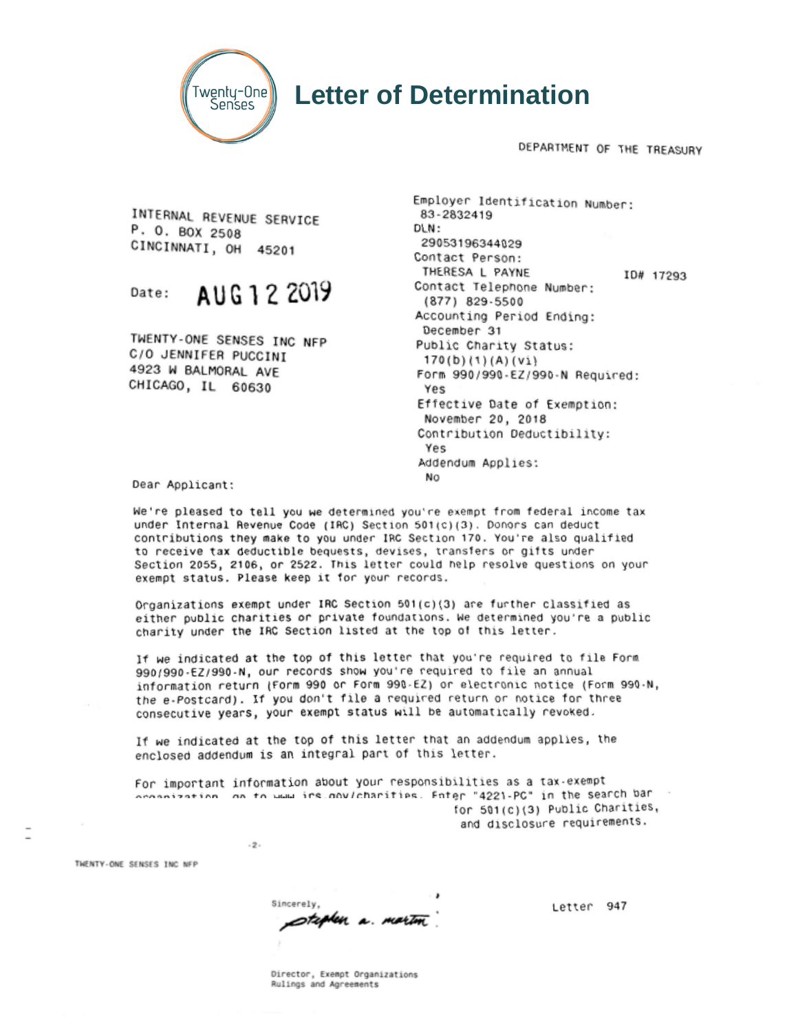# Letter of Determination

DEPARTMENT OF THE TREASURY

INTERNAL REVENUE SERVICE
P. O. BOX 2508
CINCINNATI, OH 45201

Date: AUG 12 2019

TWENTY-ONE SENSES INC NFP
C/O JENNIFER PUCCINI
4923 W BALMORAL AVE
CHICAGO, IL 60630

Employer Identification Number:
83-2832419
DLN:
29053196344029
Contact Person:
THERESA L PAYNE ID# 17293
Contact Telephone Number:
(877) 829-5500
Accounting Period Ending:
December 31
Public Charity Status:
170(b)(1)(A)(vi)
Form 990/990-EZ/990-N Required:
Yes
Effective Date of Exemption:
November 20, 2018
Contribution Deductibility:
Yes
Addendum Applies:
No

Dear Applicant:

We're pleased to tell you we determined you're exempt from federal income tax under Internal Revenue Code (IRC) Section 501(c)(3). Donors can deduct contributions they make to you under IRC Section 170. You're also qualified to receive tax deductible bequests, devises, transfers or gifts under Section 2055, 2106, or 2522. This letter could help resolve questions on your exempt status. Please keep it for your records.

Organizations exempt under IRC Section 501(c)(3) are further classified as either public charities or private foundations. We determined you're a public charity under the IRC Section listed at the top of this letter.

If we indicated at the top of this letter that you're required to file Form 990/990-EZ/990-N, our records show you're required to file an annual information return (Form 990 or Form 990-EZ) or electronic notice (Form 990-N, the e-Postcard). If you don't file a required return or notice for three consecutive years, your exempt status will be automatically revoked.

If we indicated at the top of this letter that an addendum applies, the enclosed addendum is an integral part of this letter.

For important information about your responsibilities as a tax-exempt organization, go to www.irs.gov/charities. Enter "4221-PC" in the search bar for 501(c)(3) Public Charities, and disclosure requirements.

TWENTY-ONE SENSES INC NFP

Sincerely,

*stephen a. martin*

Director, Exempt Organizations
Rulings and Agreements

Letter 947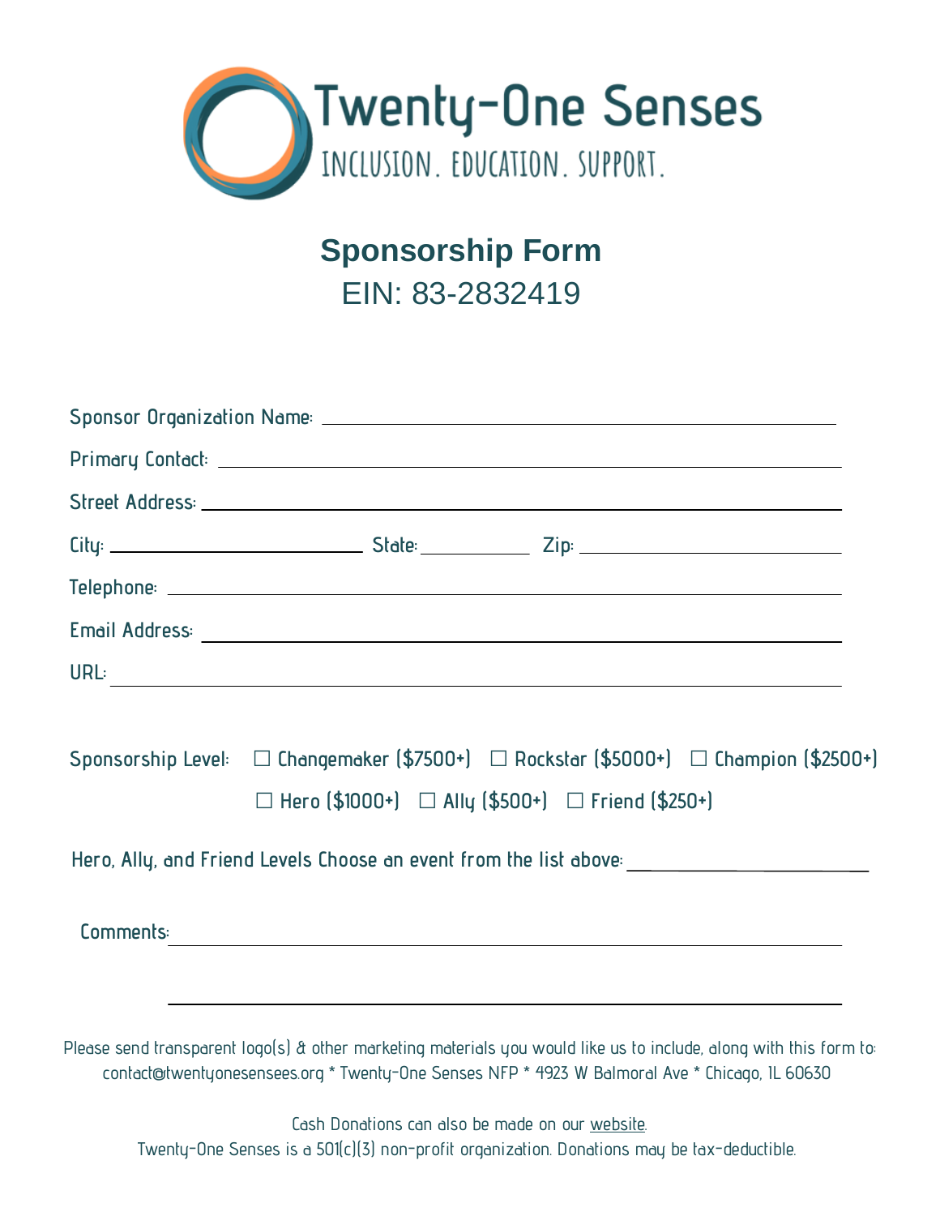Twenty-One Senses

INCLUSION. EDUCATION. SUPPORT.

# Sponsorship Form

## EIN: 83-2832419

Sponsor Organization Name: ______________________________________________

Primary Contact: ______________________________________________

Street Address: ______________________________________________

City: ____________________ State: __________ Zip: ____________________

Telephone: ______________________________________________

Email Address: ______________________________________________

URL: ______________________________________________

Sponsorship Level: ☐ Changemaker ($7500+) ☐ Rockstar ($5000+) ☐ Champion ($2500+)

☐ Hero ($1000+) ☐ Ally ($500+) ☐ Friend ($250+)

Hero, Ally, and Friend Levels Choose an event from the list above: ____________________

Comments: ______________________________________________

______________________________________________

Please send transparent logo(s) & other marketing materials you would like us to include, along with this form to: contact@twentyonesensees.org * Twenty-One Senses NFP * 4923 W Balmoral Ave * Chicago, IL 60630

Cash Donations can also be made on our website.

Twenty-One Senses is a 501(c)(3) non-profit organization. Donations may be tax-deductible.